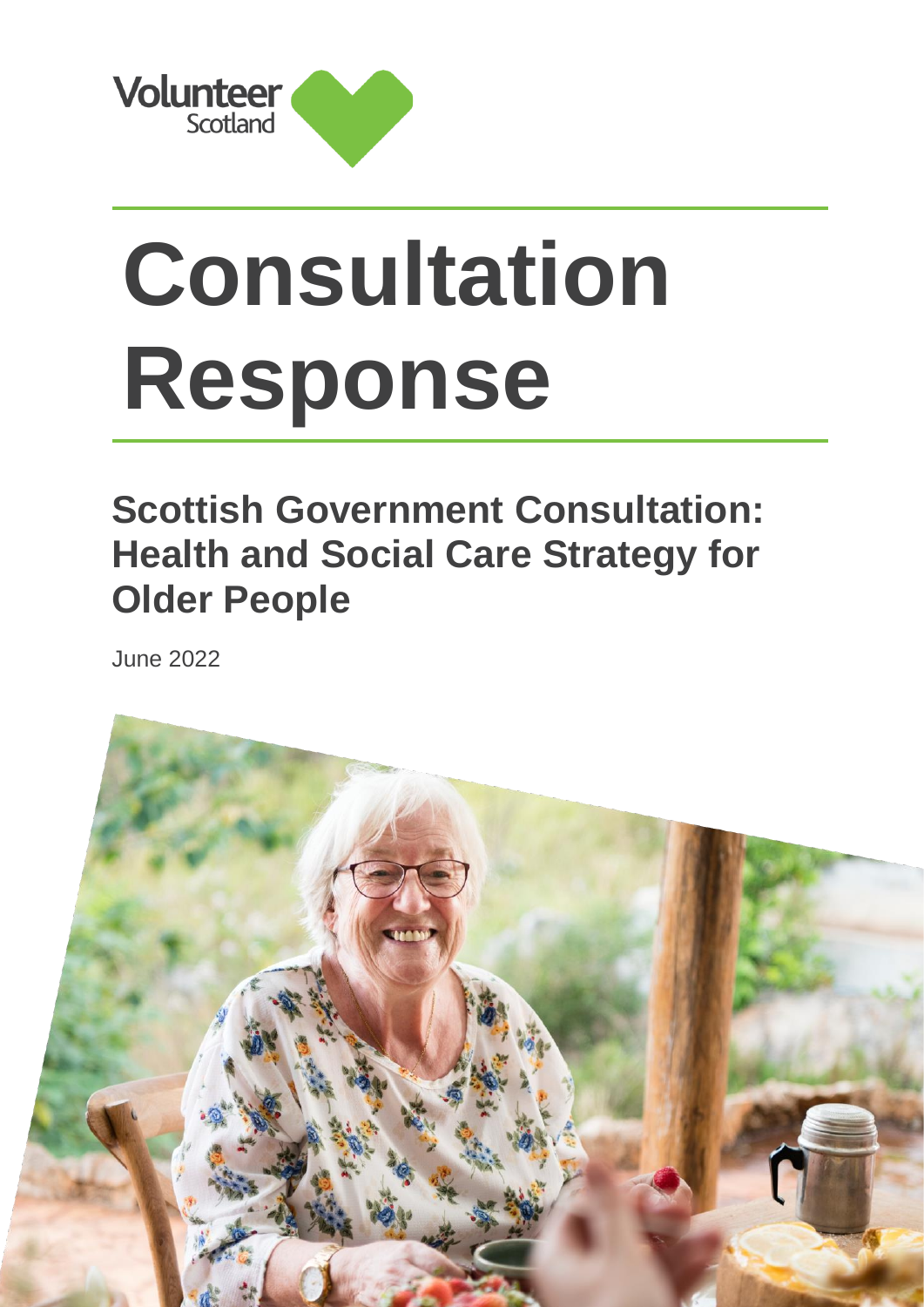Volunteer Scotland

# Consultation Response

## Scottish Government Consultation: Health and Social Care Strategy for Older People

June 2022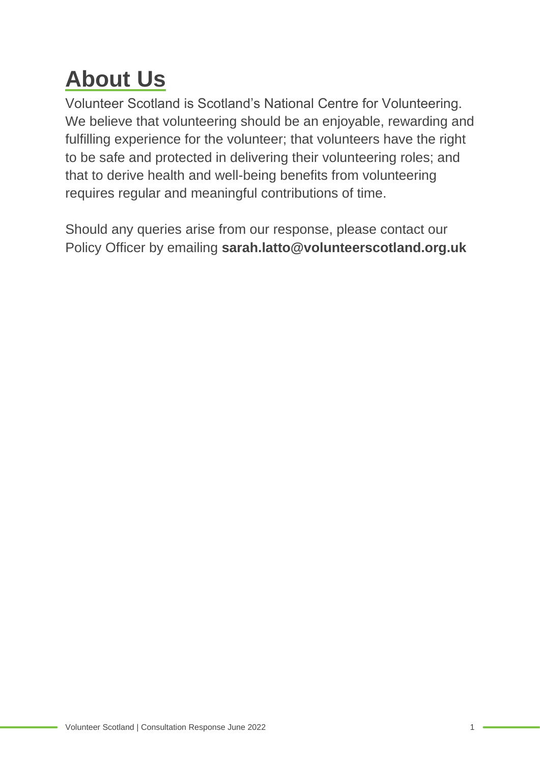# About Us

Volunteer Scotland is Scotland's National Centre for Volunteering. We believe that volunteering should be an enjoyable, rewarding and fulfilling experience for the volunteer; that volunteers have the right to be safe and protected in delivering their volunteering roles; and that to derive health and well-being benefits from volunteering requires regular and meaningful contributions of time.

Should any queries arise from our response, please contact our Policy Officer by emailing **sarah.latto@volunteerscotland.org.uk**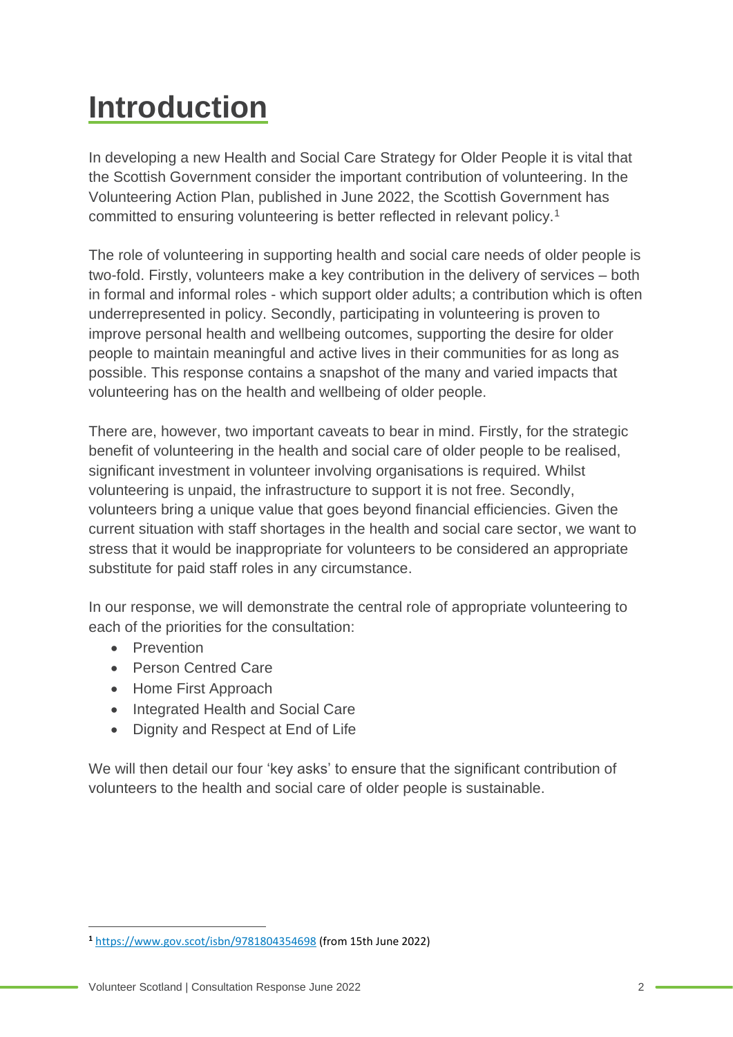# Introduction

In developing a new Health and Social Care Strategy for Older People it is vital that the Scottish Government consider the important contribution of volunteering. In the Volunteering Action Plan, published in June 2022, the Scottish Government has committed to ensuring volunteering is better reflected in relevant policy.[1]

The role of volunteering in supporting health and social care needs of older people is two-fold. Firstly, volunteers make a key contribution in the delivery of services – both in formal and informal roles - which support older adults; a contribution which is often underrepresented in policy. Secondly, participating in volunteering is proven to improve personal health and wellbeing outcomes, supporting the desire for older people to maintain meaningful and active lives in their communities for as long as possible. This response contains a snapshot of the many and varied impacts that volunteering has on the health and wellbeing of older people.

There are, however, two important caveats to bear in mind. Firstly, for the strategic benefit of volunteering in the health and social care of older people to be realised, significant investment in volunteer involving organisations is required. Whilst volunteering is unpaid, the infrastructure to support it is not free. Secondly, volunteers bring a unique value that goes beyond financial efficiencies. Given the current situation with staff shortages in the health and social care sector, we want to stress that it would be inappropriate for volunteers to be considered an appropriate substitute for paid staff roles in any circumstance.

In our response, we will demonstrate the central role of appropriate volunteering to each of the priorities for the consultation:

- Prevention
- Person Centred Care
- Home First Approach
- Integrated Health and Social Care
- Dignity and Respect at End of Life

We will then detail our four 'key asks' to ensure that the significant contribution of volunteers to the health and social care of older people is sustainable.

[1] https://www.gov.scot/isbn/9781804354698 (from 15th June 2022)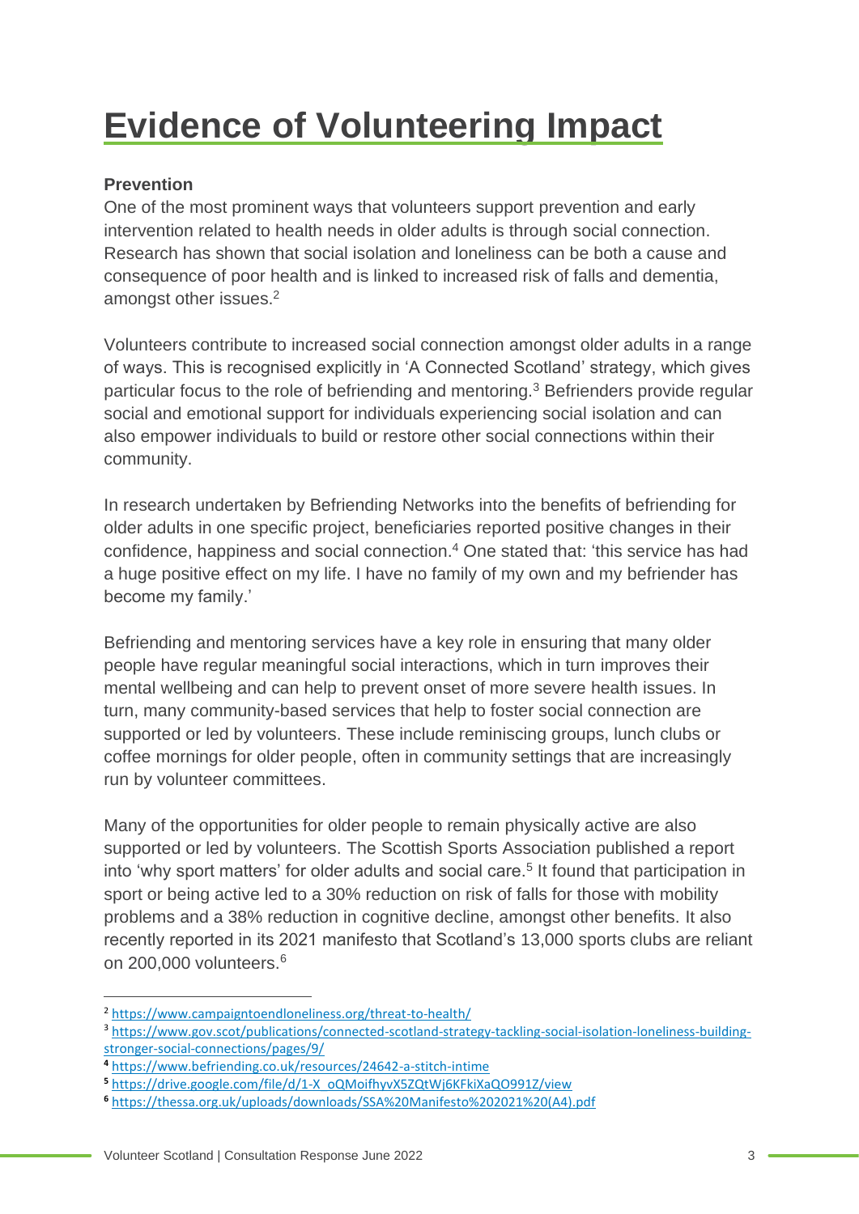# Evidence of Volunteering Impact

**Prevention**

One of the most prominent ways that volunteers support prevention and early intervention related to health needs in older adults is through social connection. Research has shown that social isolation and loneliness can be both a cause and consequence of poor health and is linked to increased risk of falls and dementia, amongst other issues.[2]

Volunteers contribute to increased social connection amongst older adults in a range of ways. This is recognised explicitly in 'A Connected Scotland' strategy, which gives particular focus to the role of befriending and mentoring.[3] Befrienders provide regular social and emotional support for individuals experiencing social isolation and can also empower individuals to build or restore other social connections within their community.

In research undertaken by Befriending Networks into the benefits of befriending for older adults in one specific project, beneficiaries reported positive changes in their confidence, happiness and social connection.[4] One stated that: 'this service has had a huge positive effect on my life. I have no family of my own and my befriender has become my family.'

Befriending and mentoring services have a key role in ensuring that many older people have regular meaningful social interactions, which in turn improves their mental wellbeing and can help to prevent onset of more severe health issues. In turn, many community-based services that help to foster social connection are supported or led by volunteers. These include reminiscing groups, lunch clubs or coffee mornings for older people, often in community settings that are increasingly run by volunteer committees.

Many of the opportunities for older people to remain physically active are also supported or led by volunteers. The Scottish Sports Association published a report into 'why sport matters' for older adults and social care.[5] It found that participation in sport or being active led to a 30% reduction on risk of falls for those with mobility problems and a 38% reduction in cognitive decline, amongst other benefits. It also recently reported in its 2021 manifesto that Scotland's 13,000 sports clubs are reliant on 200,000 volunteers.[6]

---

[2] https://www.campaigntoendloneliness.org/threat-to-health/

[3] https://www.gov.scot/publications/connected-scotland-strategy-tackling-social-isolation-loneliness-building-stronger-social-connections/pages/9/

[4] https://www.befriending.co.uk/resources/24642-a-stitch-intime

[5] https://drive.google.com/file/d/1-X_oQMoifhyvX5ZQtWj6KFkiXaQO991Z/view

[6] https://thessa.org.uk/uploads/downloads/SSA%20Manifesto%202021%20(A4).pdf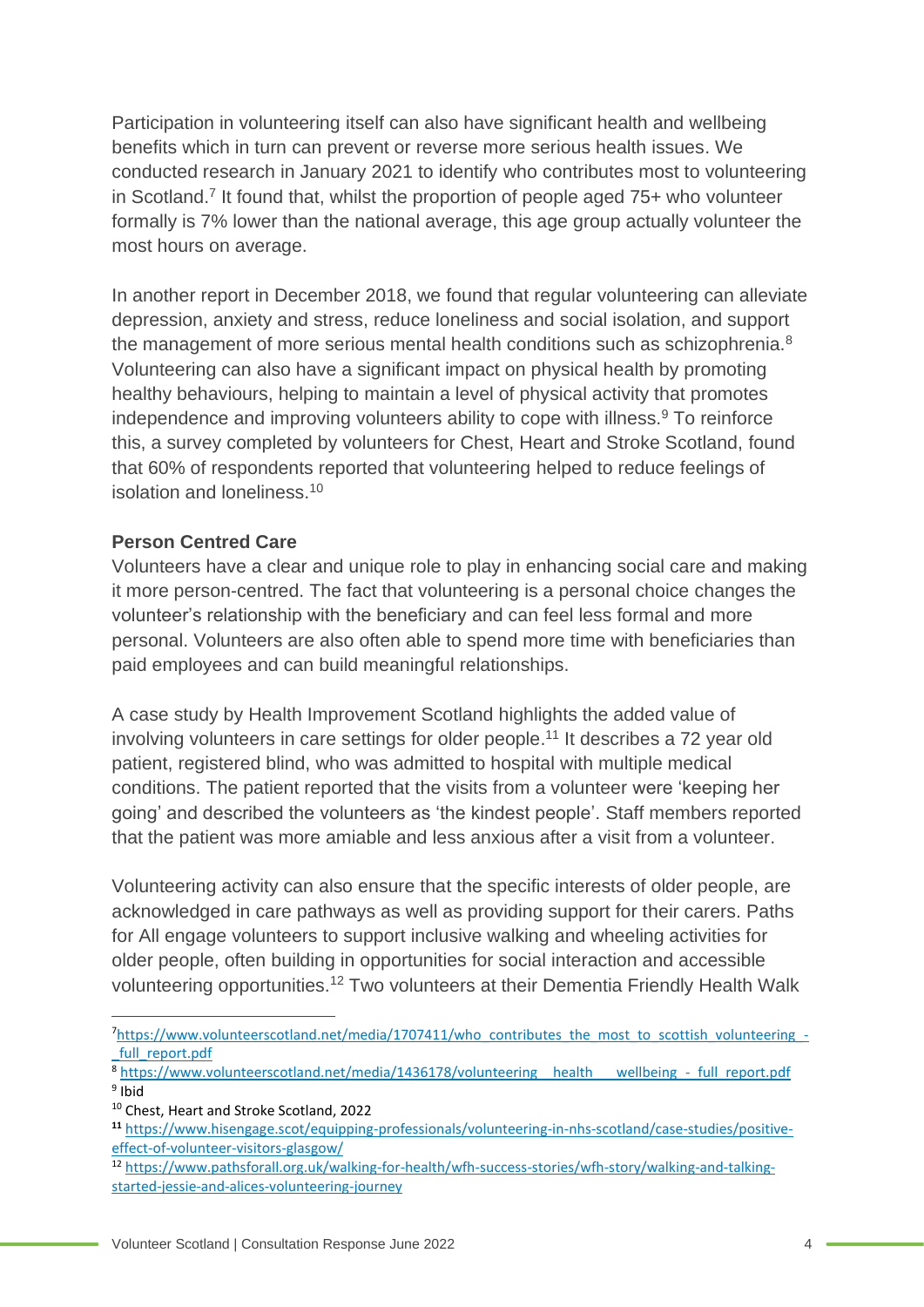Participation in volunteering itself can also have significant health and wellbeing benefits which in turn can prevent or reverse more serious health issues. We conducted research in January 2021 to identify who contributes most to volunteering in Scotland.[7] It found that, whilst the proportion of people aged 75+ who volunteer formally is 7% lower than the national average, this age group actually volunteer the most hours on average.

In another report in December 2018, we found that regular volunteering can alleviate depression, anxiety and stress, reduce loneliness and social isolation, and support the management of more serious mental health conditions such as schizophrenia.[8] Volunteering can also have a significant impact on physical health by promoting healthy behaviours, helping to maintain a level of physical activity that promotes independence and improving volunteers ability to cope with illness.[9] To reinforce this, a survey completed by volunteers for Chest, Heart and Stroke Scotland, found that 60% of respondents reported that volunteering helped to reduce feelings of isolation and loneliness.[10]

**Person Centred Care**

Volunteers have a clear and unique role to play in enhancing social care and making it more person-centred. The fact that volunteering is a personal choice changes the volunteer's relationship with the beneficiary and can feel less formal and more personal. Volunteers are also often able to spend more time with beneficiaries than paid employees and can build meaningful relationships.

A case study by Health Improvement Scotland highlights the added value of involving volunteers in care settings for older people.[11] It describes a 72 year old patient, registered blind, who was admitted to hospital with multiple medical conditions. The patient reported that the visits from a volunteer were 'keeping her going' and described the volunteers as 'the kindest people'. Staff members reported that the patient was more amiable and less anxious after a visit from a volunteer.

Volunteering activity can also ensure that the specific interests of older people, are acknowledged in care pathways as well as providing support for their carers. Paths for All engage volunteers to support inclusive walking and wheeling activities for older people, often building in opportunities for social interaction and accessible volunteering opportunities.[12] Two volunteers at their Dementia Friendly Health Walk

---

[7] https://www.volunteerscotland.net/media/1707411/who_contributes_the_most_to_scottish_volunteering_-_full_report.pdf

[8] https://www.volunteerscotland.net/media/1436178/volunteering___health___wellbeing_-_full_report.pdf

[9] Ibid

[10] Chest, Heart and Stroke Scotland, 2022

[11] https://www.hisengage.scot/equipping-professionals/volunteering-in-nhs-scotland/case-studies/positive-effect-of-volunteer-visitors-glasgow/

[12] https://www.pathsforall.org.uk/walking-for-health/wfh-success-stories/wfh-story/walking-and-talking-started-jessie-and-alices-volunteering-journey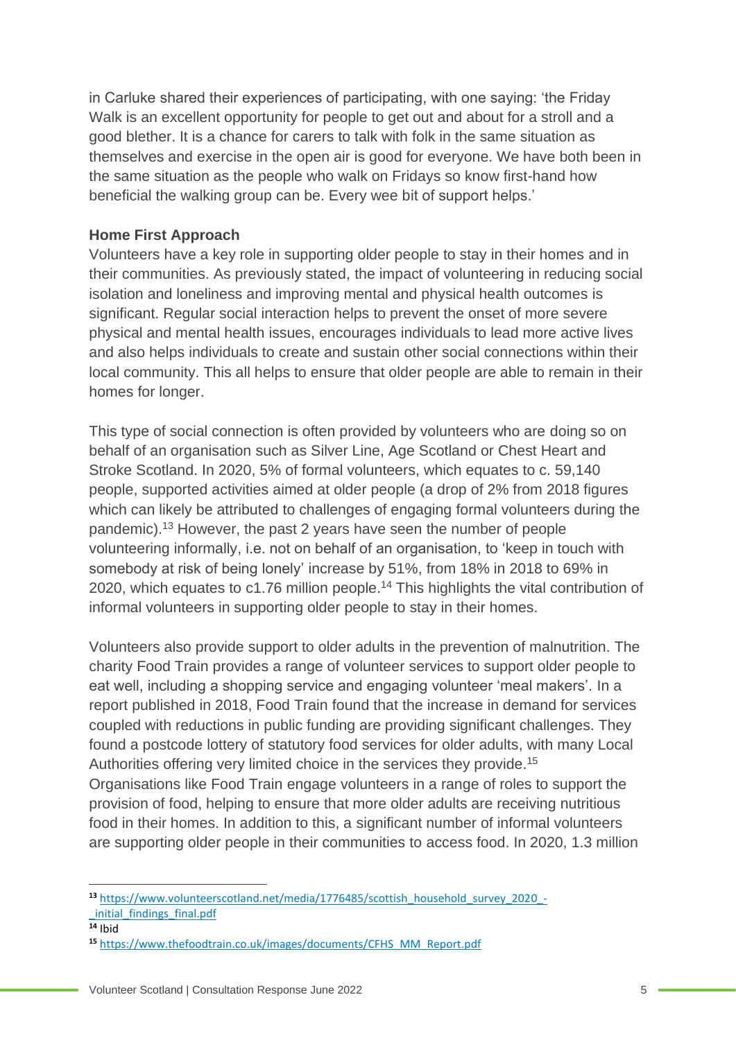in Carluke shared their experiences of participating, with one saying: 'the Friday Walk is an excellent opportunity for people to get out and about for a stroll and a good blether. It is a chance for carers to talk with folk in the same situation as themselves and exercise in the open air is good for everyone. We have both been in the same situation as the people who walk on Fridays so know first-hand how beneficial the walking group can be. Every wee bit of support helps.'

**Home First Approach**

Volunteers have a key role in supporting older people to stay in their homes and in their communities. As previously stated, the impact of volunteering in reducing social isolation and loneliness and improving mental and physical health outcomes is significant. Regular social interaction helps to prevent the onset of more severe physical and mental health issues, encourages individuals to lead more active lives and also helps individuals to create and sustain other social connections within their local community. This all helps to ensure that older people are able to remain in their homes for longer.

This type of social connection is often provided by volunteers who are doing so on behalf of an organisation such as Silver Line, Age Scotland or Chest Heart and Stroke Scotland. In 2020, 5% of formal volunteers, which equates to c. 59,140 people, supported activities aimed at older people (a drop of 2% from 2018 figures which can likely be attributed to challenges of engaging formal volunteers during the pandemic).[13] However, the past 2 years have seen the number of people volunteering informally, i.e. not on behalf of an organisation, to 'keep in touch with somebody at risk of being lonely' increase by 51%, from 18% in 2018 to 69% in 2020, which equates to c1.76 million people.[14] This highlights the vital contribution of informal volunteers in supporting older people to stay in their homes.

Volunteers also provide support to older adults in the prevention of malnutrition. The charity Food Train provides a range of volunteer services to support older people to eat well, including a shopping service and engaging volunteer 'meal makers'. In a report published in 2018, Food Train found that the increase in demand for services coupled with reductions in public funding are providing significant challenges. They found a postcode lottery of statutory food services for older adults, with many Local Authorities offering very limited choice in the services they provide.[15]
Organisations like Food Train engage volunteers in a range of roles to support the provision of food, helping to ensure that more older adults are receiving nutritious food in their homes. In addition to this, a significant number of informal volunteers are supporting older people in their communities to access food. In 2020, 1.3 million

---

[13] https://www.volunteerscotland.net/media/1776485/scottish_household_survey_2020_-_initial_findings_final.pdf

[14] Ibid

[15] https://www.thefoodtrain.co.uk/images/documents/CFHS_MM_Report.pdf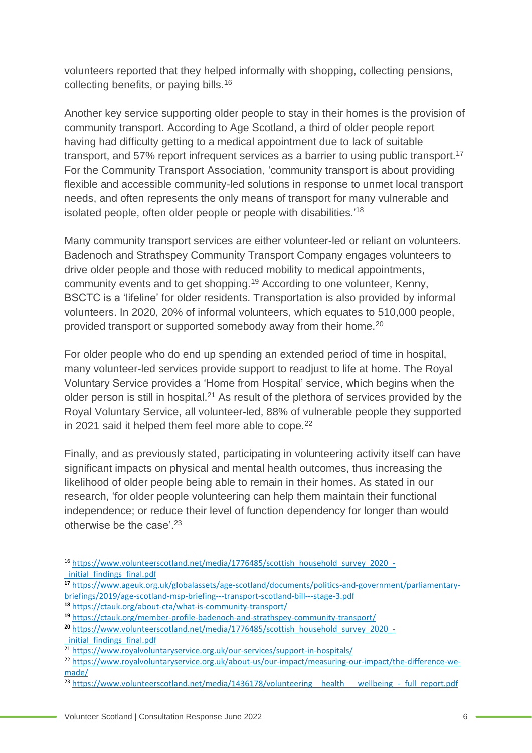volunteers reported that they helped informally with shopping, collecting pensions, collecting benefits, or paying bills.[16]

Another key service supporting older people to stay in their homes is the provision of community transport. According to Age Scotland, a third of older people report having had difficulty getting to a medical appointment due to lack of suitable transport, and 57% report infrequent services as a barrier to using public transport.[17] For the Community Transport Association, 'community transport is about providing flexible and accessible community-led solutions in response to unmet local transport needs, and often represents the only means of transport for many vulnerable and isolated people, often older people or people with disabilities.'[18]

Many community transport services are either volunteer-led or reliant on volunteers. Badenoch and Strathspey Community Transport Company engages volunteers to drive older people and those with reduced mobility to medical appointments, community events and to get shopping.[19] According to one volunteer, Kenny, BSCTC is a 'lifeline' for older residents. Transportation is also provided by informal volunteers. In 2020, 20% of informal volunteers, which equates to 510,000 people, provided transport or supported somebody away from their home.[20]

For older people who do end up spending an extended period of time in hospital, many volunteer-led services provide support to readjust to life at home. The Royal Voluntary Service provides a 'Home from Hospital' service, which begins when the older person is still in hospital.[21] As result of the plethora of services provided by the Royal Voluntary Service, all volunteer-led, 88% of vulnerable people they supported in 2021 said it helped them feel more able to cope.[22]

Finally, and as previously stated, participating in volunteering activity itself can have significant impacts on physical and mental health outcomes, thus increasing the likelihood of older people being able to remain in their homes. As stated in our research, 'for older people volunteering can help them maintain their functional independence; or reduce their level of function dependency for longer than would otherwise be the case'.[23]

---

[16] https://www.volunteerscotland.net/media/1776485/scottish_household_survey_2020_-_initial_findings_final.pdf

[17] https://www.ageuk.org.uk/globalassets/age-scotland/documents/politics-and-government/parliamentary-briefings/2019/age-scotland-msp-briefing---transport-scotland-bill---stage-3.pdf

[18] https://ctauk.org/about-cta/what-is-community-transport/

[19] https://ctauk.org/member-profile-badenoch-and-strathspey-community-transport/

[20] https://www.volunteerscotland.net/media/1776485/scottish_household_survey_2020_-_initial_findings_final.pdf

[21] https://www.royalvoluntaryservice.org.uk/our-services/support-in-hospitals/

[22] https://www.royalvoluntaryservice.org.uk/about-us/our-impact/measuring-our-impact/the-difference-we-made/

[23] https://www.volunteerscotland.net/media/1436178/volunteering__health___wellbeing_-_full_report.pdf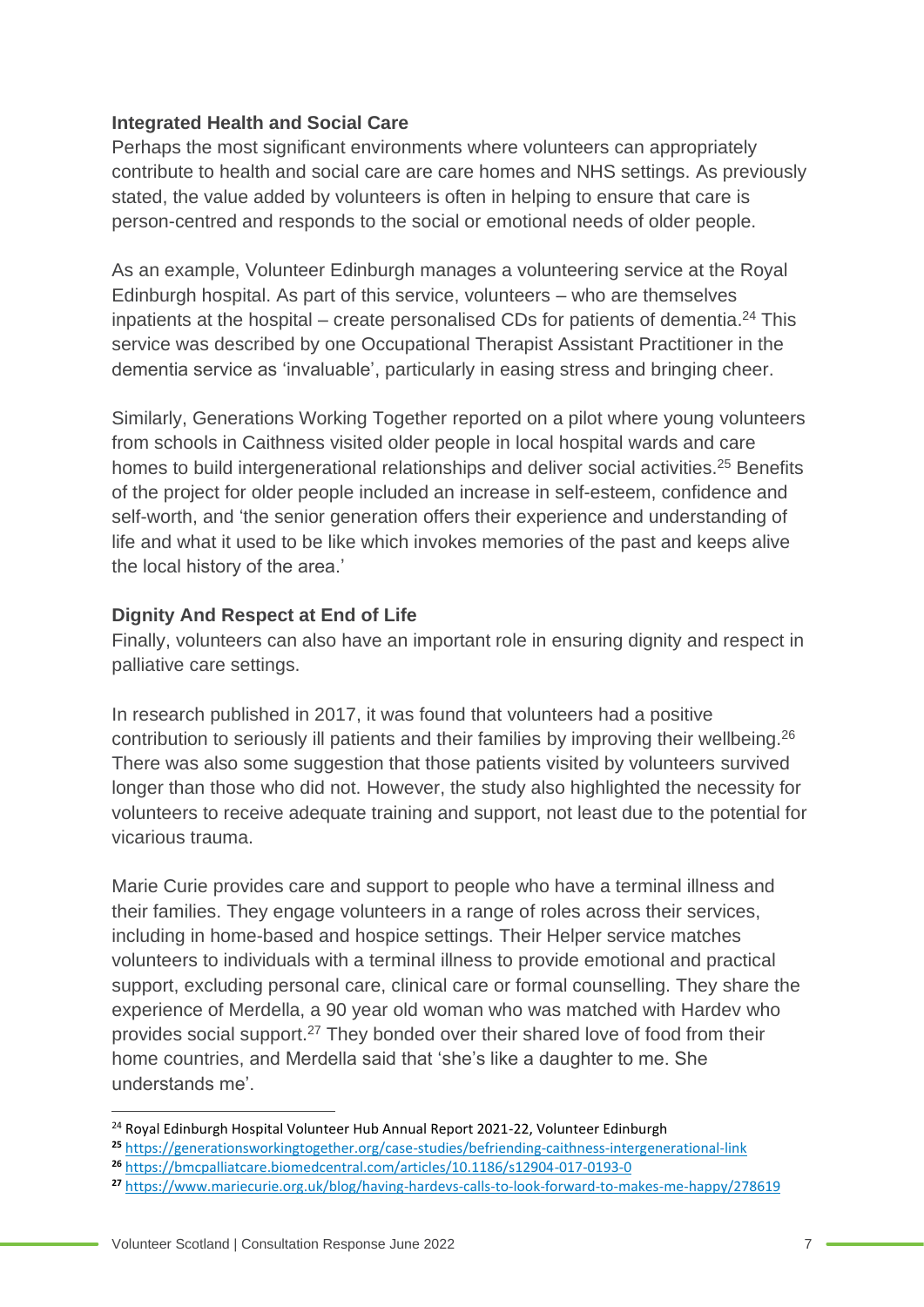### Integrated Health and Social Care

Perhaps the most significant environments where volunteers can appropriately contribute to health and social care are care homes and NHS settings. As previously stated, the value added by volunteers is often in helping to ensure that care is person-centred and responds to the social or emotional needs of older people.

As an example, Volunteer Edinburgh manages a volunteering service at the Royal Edinburgh hospital. As part of this service, volunteers – who are themselves inpatients at the hospital – create personalised CDs for patients of dementia.[24] This service was described by one Occupational Therapist Assistant Practitioner in the dementia service as 'invaluable', particularly in easing stress and bringing cheer.

Similarly, Generations Working Together reported on a pilot where young volunteers from schools in Caithness visited older people in local hospital wards and care homes to build intergenerational relationships and deliver social activities.[25] Benefits of the project for older people included an increase in self-esteem, confidence and self-worth, and 'the senior generation offers their experience and understanding of life and what it used to be like which invokes memories of the past and keeps alive the local history of the area.'

### Dignity And Respect at End of Life

Finally, volunteers can also have an important role in ensuring dignity and respect in palliative care settings.

In research published in 2017, it was found that volunteers had a positive contribution to seriously ill patients and their families by improving their wellbeing.[26] There was also some suggestion that those patients visited by volunteers survived longer than those who did not. However, the study also highlighted the necessity for volunteers to receive adequate training and support, not least due to the potential for vicarious trauma.

Marie Curie provides care and support to people who have a terminal illness and their families. They engage volunteers in a range of roles across their services, including in home-based and hospice settings. Their Helper service matches volunteers to individuals with a terminal illness to provide emotional and practical support, excluding personal care, clinical care or formal counselling. They share the experience of Merdella, a 90 year old woman who was matched with Hardev who provides social support.[27] They bonded over their shared love of food from their home countries, and Merdella said that 'she's like a daughter to me. She understands me'.

---

[24] Royal Edinburgh Hospital Volunteer Hub Annual Report 2021-22, Volunteer Edinburgh

[25] https://generationsworkingtogether.org/case-studies/befriending-caithness-intergenerational-link

[26] https://bmcpalliatcare.biomedcentral.com/articles/10.1186/s12904-017-0193-0

[27] https://www.mariecurie.org.uk/blog/having-hardevs-calls-to-look-forward-to-makes-me-happy/278619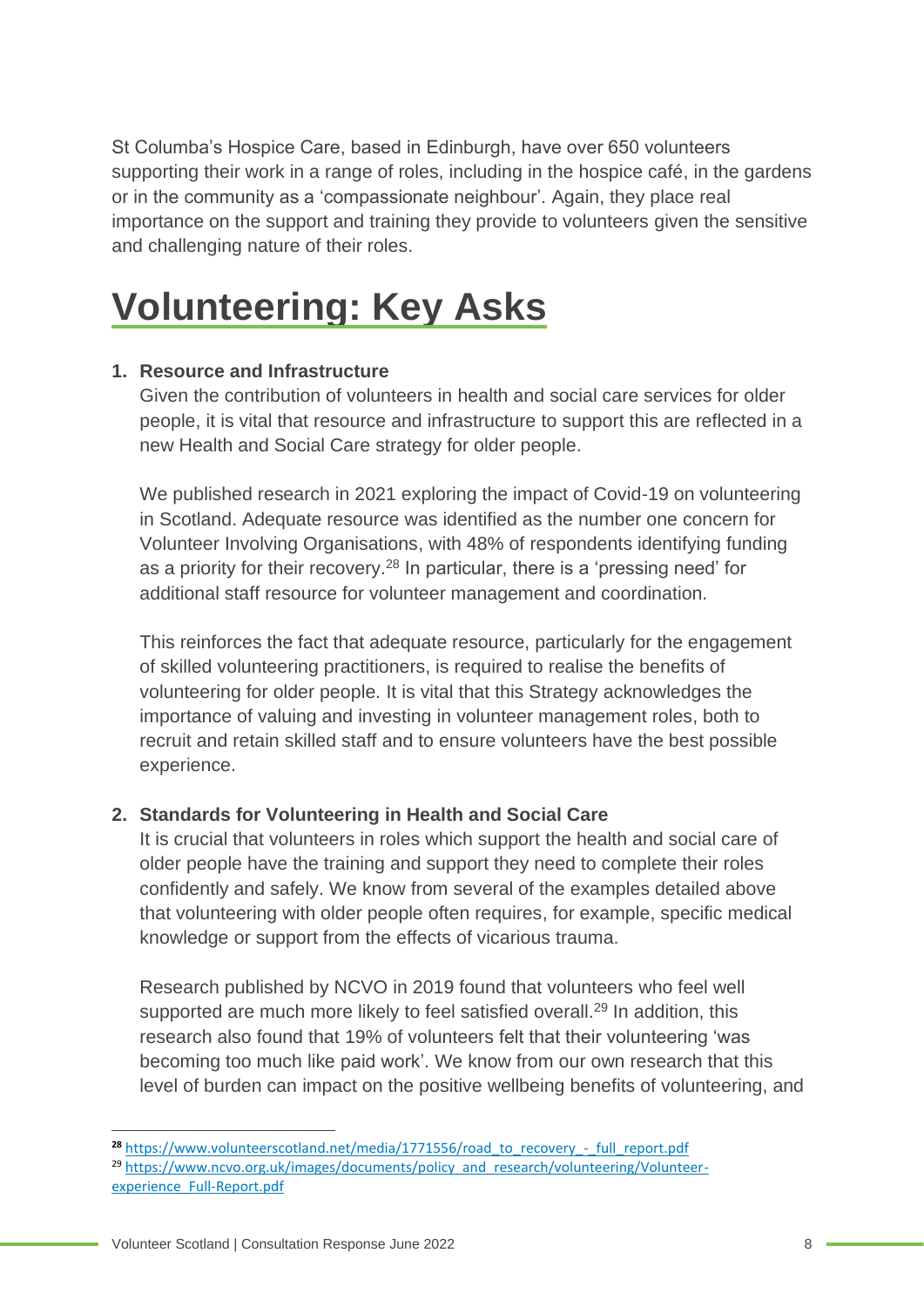St Columba's Hospice Care, based in Edinburgh, have over 650 volunteers supporting their work in a range of roles, including in the hospice café, in the gardens or in the community as a 'compassionate neighbour'. Again, they place real importance on the support and training they provide to volunteers given the sensitive and challenging nature of their roles.

# Volunteering: Key Asks

1. **Resource and Infrastructure**

   Given the contribution of volunteers in health and social care services for older people, it is vital that resource and infrastructure to support this are reflected in a new Health and Social Care strategy for older people.

   We published research in 2021 exploring the impact of Covid-19 on volunteering in Scotland. Adequate resource was identified as the number one concern for Volunteer Involving Organisations, with 48% of respondents identifying funding as a priority for their recovery.[28] In particular, there is a 'pressing need' for additional staff resource for volunteer management and coordination.

   This reinforces the fact that adequate resource, particularly for the engagement of skilled volunteering practitioners, is required to realise the benefits of volunteering for older people. It is vital that this Strategy acknowledges the importance of valuing and investing in volunteer management roles, both to recruit and retain skilled staff and to ensure volunteers have the best possible experience.

2. **Standards for Volunteering in Health and Social Care**

   It is crucial that volunteers in roles which support the health and social care of older people have the training and support they need to complete their roles confidently and safely. We know from several of the examples detailed above that volunteering with older people often requires, for example, specific medical knowledge or support from the effects of vicarious trauma.

   Research published by NCVO in 2019 found that volunteers who feel well supported are much more likely to feel satisfied overall.[29] In addition, this research also found that 19% of volunteers felt that their volunteering 'was becoming too much like paid work'. We know from our own research that this level of burden can impact on the positive wellbeing benefits of volunteering, and

---

[28] https://www.volunteerscotland.net/media/1771556/road_to_recovery_-_full_report.pdf

[29] https://www.ncvo.org.uk/images/documents/policy_and_research/volunteering/Volunteer-experience_Full-Report.pdf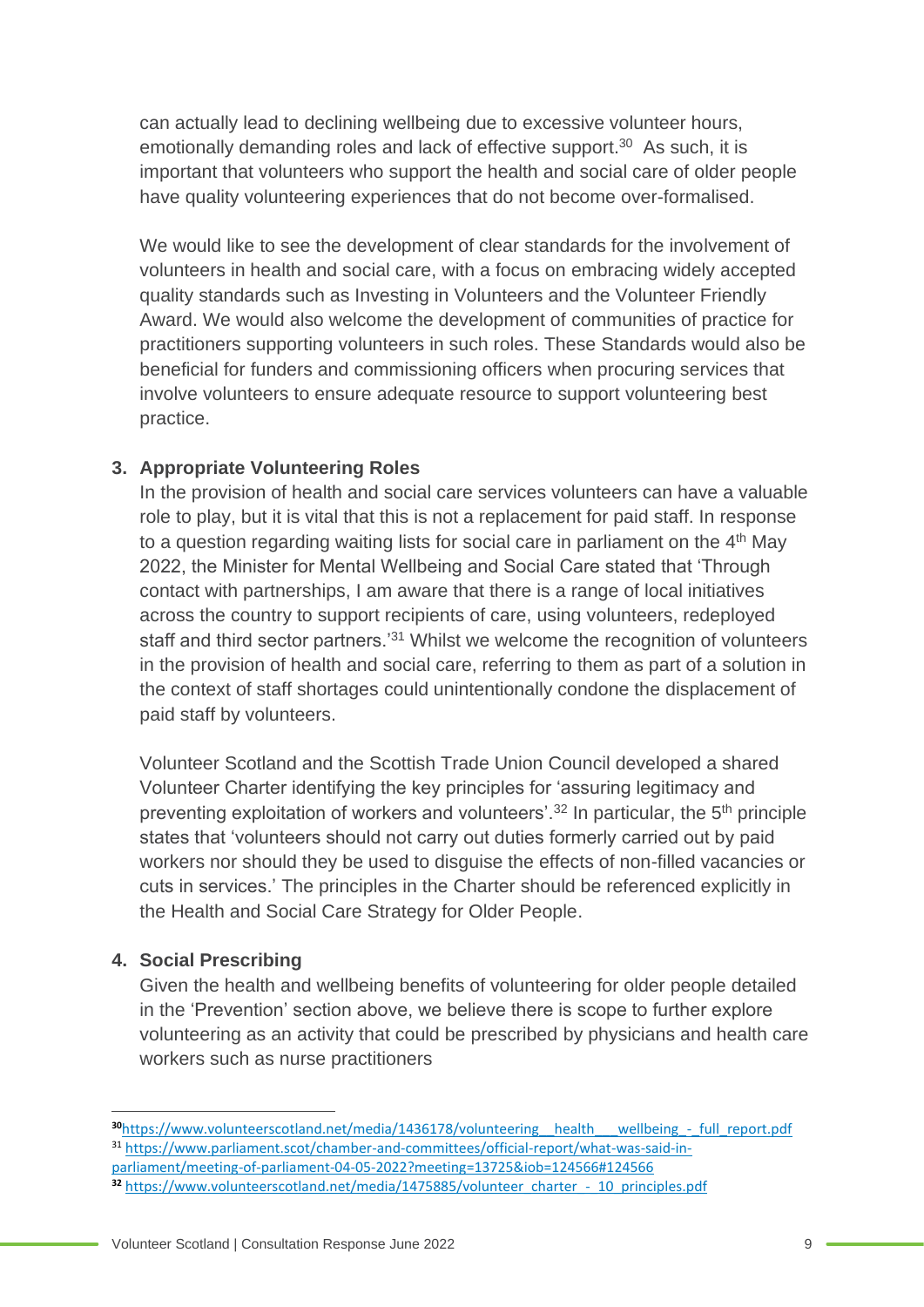can actually lead to declining wellbeing due to excessive volunteer hours, emotionally demanding roles and lack of effective support.[30] As such, it is important that volunteers who support the health and social care of older people have quality volunteering experiences that do not become over-formalised.

We would like to see the development of clear standards for the involvement of volunteers in health and social care, with a focus on embracing widely accepted quality standards such as Investing in Volunteers and the Volunteer Friendly Award. We would also welcome the development of communities of practice for practitioners supporting volunteers in such roles. These Standards would also be beneficial for funders and commissioning officers when procuring services that involve volunteers to ensure adequate resource to support volunteering best practice.

3. **Appropriate Volunteering Roles**

   In the provision of health and social care services volunteers can have a valuable role to play, but it is vital that this is not a replacement for paid staff. In response to a question regarding waiting lists for social care in parliament on the 4th May 2022, the Minister for Mental Wellbeing and Social Care stated that 'Through contact with partnerships, I am aware that there is a range of local initiatives across the country to support recipients of care, using volunteers, redeployed staff and third sector partners.'[31] Whilst we welcome the recognition of volunteers in the provision of health and social care, referring to them as part of a solution in the context of staff shortages could unintentionally condone the displacement of paid staff by volunteers.

   Volunteer Scotland and the Scottish Trade Union Council developed a shared Volunteer Charter identifying the key principles for 'assuring legitimacy and preventing exploitation of workers and volunteers'.[32] In particular, the 5th principle states that 'volunteers should not carry out duties formerly carried out by paid workers nor should they be used to disguise the effects of non-filled vacancies or cuts in services.' The principles in the Charter should be referenced explicitly in the Health and Social Care Strategy for Older People.

4. **Social Prescribing**

   Given the health and wellbeing benefits of volunteering for older people detailed in the 'Prevention' section above, we believe there is scope to further explore volunteering as an activity that could be prescribed by physicians and health care workers such as nurse practitioners

---

[30] https://www.volunteerscotland.net/media/1436178/volunteering__health___wellbeing_-_full_report.pdf

[31] https://www.parliament.scot/chamber-and-committees/official-report/what-was-said-in-parliament/meeting-of-parliament-04-05-2022?meeting=13725&iob=124566#124566

[32] https://www.volunteerscotland.net/media/1475885/volunteer_charter_-_10_principles.pdf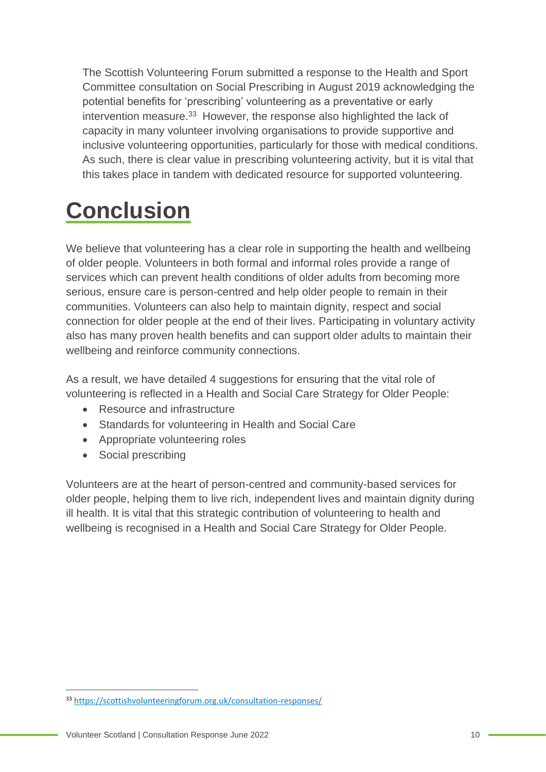The Scottish Volunteering Forum submitted a response to the Health and Sport Committee consultation on Social Prescribing in August 2019 acknowledging the potential benefits for 'prescribing' volunteering as a preventative or early intervention measure.[33] However, the response also highlighted the lack of capacity in many volunteer involving organisations to provide supportive and inclusive volunteering opportunities, particularly for those with medical conditions. As such, there is clear value in prescribing volunteering activity, but it is vital that this takes place in tandem with dedicated resource for supported volunteering.

# Conclusion

We believe that volunteering has a clear role in supporting the health and wellbeing of older people. Volunteers in both formal and informal roles provide a range of services which can prevent health conditions of older adults from becoming more serious, ensure care is person-centred and help older people to remain in their communities. Volunteers can also help to maintain dignity, respect and social connection for older people at the end of their lives. Participating in voluntary activity also has many proven health benefits and can support older adults to maintain their wellbeing and reinforce community connections.

As a result, we have detailed 4 suggestions for ensuring that the vital role of volunteering is reflected in a Health and Social Care Strategy for Older People:

- Resource and infrastructure
- Standards for volunteering in Health and Social Care
- Appropriate volunteering roles
- Social prescribing

Volunteers are at the heart of person-centred and community-based services for older people, helping them to live rich, independent lives and maintain dignity during ill health. It is vital that this strategic contribution of volunteering to health and wellbeing is recognised in a Health and Social Care Strategy for Older People.

[33] https://scottishvolunteeringforum.org.uk/consultation-responses/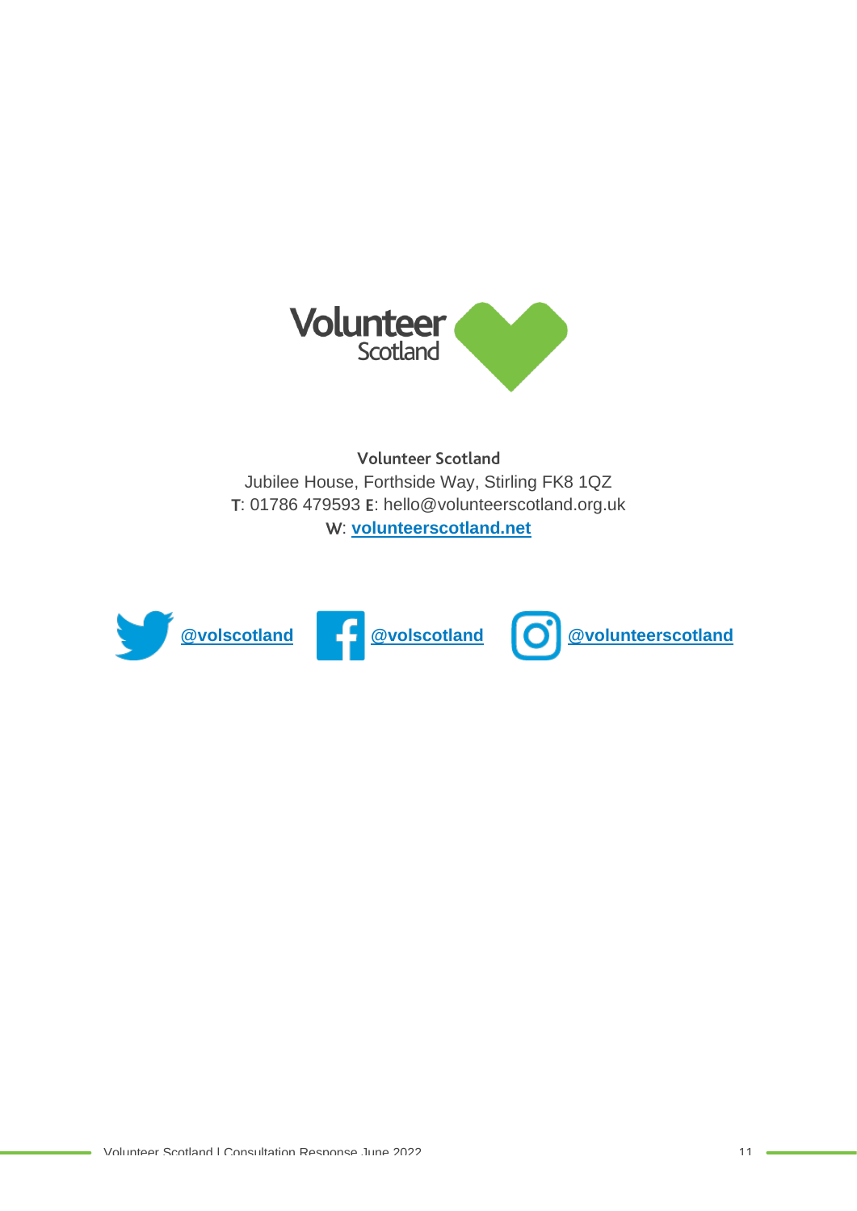**Volunteer Scotland**
Jubilee House, Forthside Way, Stirling FK8 1QZ
**T**: 01786 479593 **E**: hello@volunteerscotland.org.uk
**W**: **[volunteerscotland.net](https://volunteerscotland.net)**

**@volscotland** **@volscotland** **@volunteerscotland**